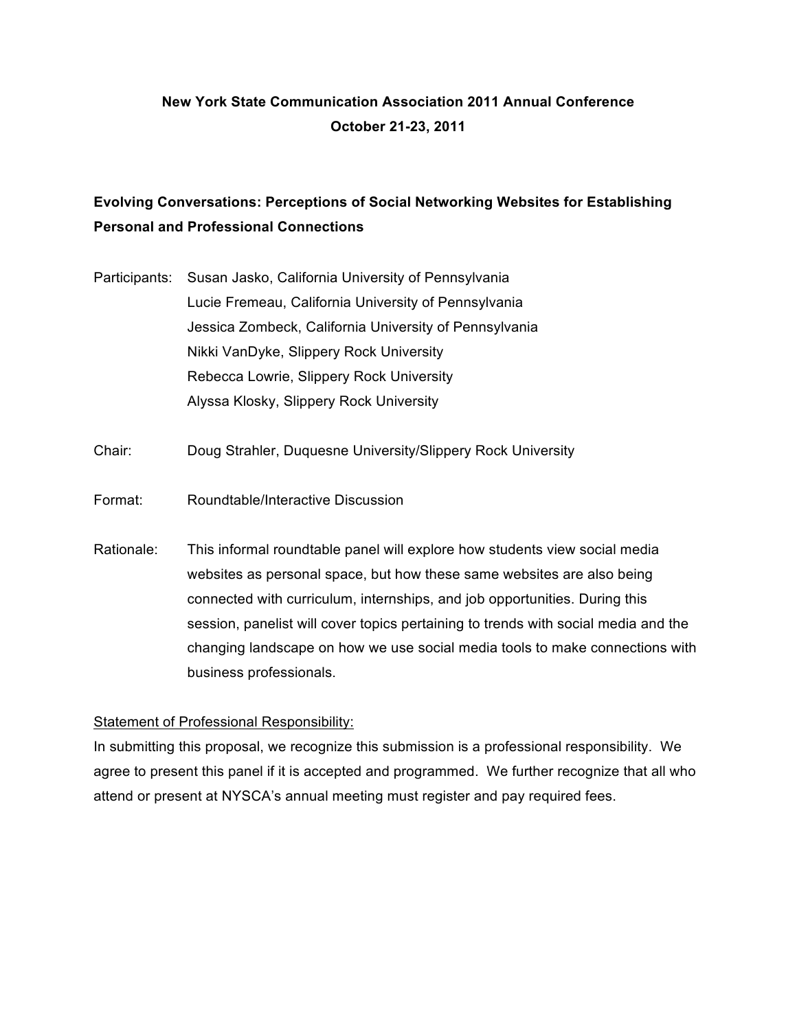**New York State Communication Association 2011 Annual Conference**
**October 21-23, 2011**

**Evolving Conversations: Perceptions of Social Networking Websites for Establishing Personal and Professional Connections**

Participants: Susan Jasko, California University of Pennsylvania
Lucie Fremeau, California University of Pennsylvania
Jessica Zombeck, California University of Pennsylvania
Nikki VanDyke, Slippery Rock University
Rebecca Lowrie, Slippery Rock University
Alyssa Klosky, Slippery Rock University

Chair: Doug Strahler, Duquesne University/Slippery Rock University

Format: Roundtable/Interactive Discussion

Rationale: This informal roundtable panel will explore how students view social media websites as personal space, but how these same websites are also being connected with curriculum, internships, and job opportunities. During this session, panelist will cover topics pertaining to trends with social media and the changing landscape on how we use social media tools to make connections with business professionals.

<u>Statement of Professional Responsibility:</u>

In submitting this proposal, we recognize this submission is a professional responsibility. We agree to present this panel if it is accepted and programmed. We further recognize that all who attend or present at NYSCA's annual meeting must register and pay required fees.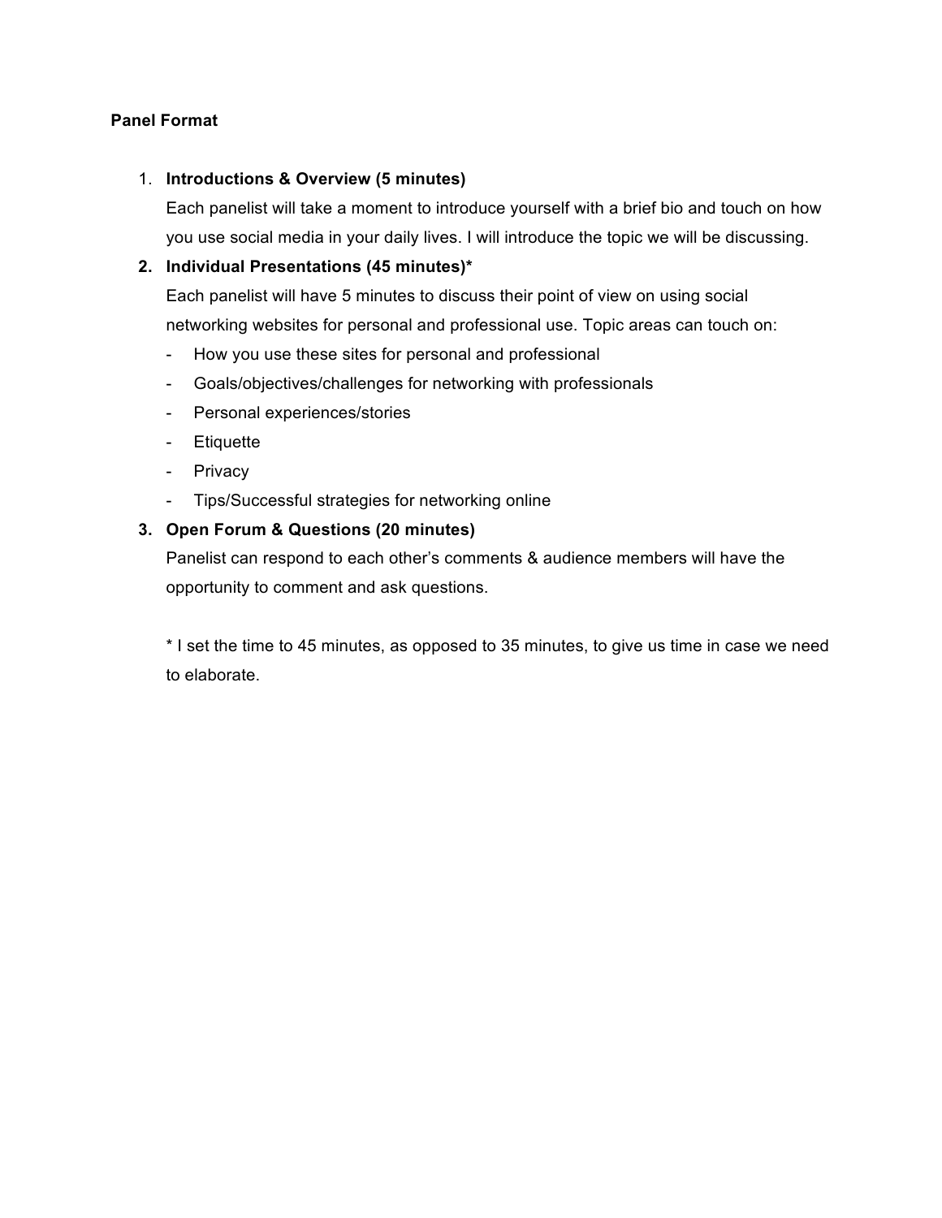**Panel Format**

1. **Introductions & Overview (5 minutes)**
   Each panelist will take a moment to introduce yourself with a brief bio and touch on how you use social media in your daily lives. I will introduce the topic we will be discussing.
2. **Individual Presentations (45 minutes)***
   Each panelist will have 5 minutes to discuss their point of view on using social networking websites for personal and professional use. Topic areas can touch on:
   - How you use these sites for personal and professional
   - Goals/objectives/challenges for networking with professionals
   - Personal experiences/stories
   - Etiquette
   - Privacy
   - Tips/Successful strategies for networking online
3. **Open Forum & Questions (20 minutes)**
   Panelist can respond to each other's comments & audience members will have the opportunity to comment and ask questions.

   * I set the time to 45 minutes, as opposed to 35 minutes, to give us time in case we need to elaborate.